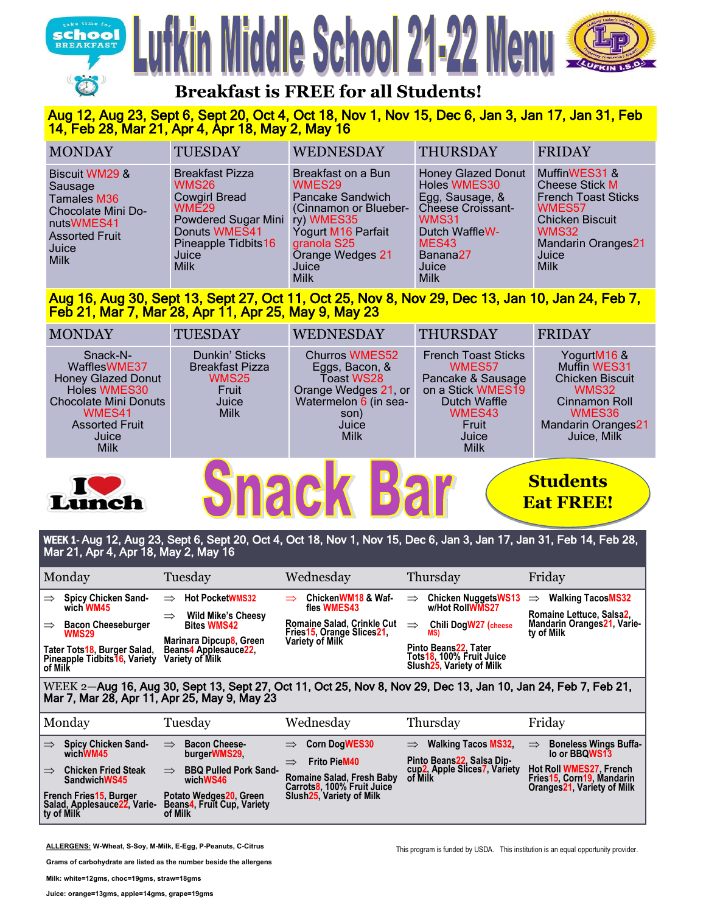# Lufkin Middle School 21-22 Menu

take time for school BREAKFAST

**Breakfast is FREE for all Students!**

**Aug 12, Aug 23, Sept 6, Sept 20, Oct 4, Oct 18, Nov 1, Nov 15, Dec 6, Jan 3, Jan 17, Jan 31, Feb 14, Feb 28, Mar 21, Apr 4, Apr 18, May 2, May 16**

| MONDAY | TUESDAY | WEDNESDAY | THURSDAY | FRIDAY |
|---|---|---|---|---|
| Biscuit WM29 & Sausage<br>Tamales M36<br>Chocolate Mini Do-nutsWMES41<br>Assorted Fruit<br>Juice<br>Milk | Breakfast Pizza WMS26<br>Cowgirl Bread WME29<br>Powdered Sugar Mini Donuts WMES41<br>Pineapple Tidbits16<br>Juice<br>Milk | Breakfast on a Bun WMES29<br>Pancake Sandwich (Cinnamon or Blueberry) WMES35<br>Yogurt M16 Parfait granola S25<br>Orange Wedges 21<br>Juice<br>Milk | Honey Glazed Donut Holes WMES30<br>Egg, Sausage, & Cheese Croissant-WMS31<br>Dutch WaffleW-MES43<br>Banana27<br>Juice<br>Milk | MuffinWES31 & Cheese Stick M<br>French Toast Sticks WMES57<br>Chicken Biscuit WMS32<br>Mandarin Oranges21<br>Juice<br>Milk |

**Aug 16, Aug 30, Sept 13, Sept 27, Oct 11, Oct 25, Nov 8, Nov 29, Dec 13, Jan 10, Jan 24, Feb 7, Feb 21, Mar 7, Mar 28, Apr 11, Apr 25, May 9, May 23**

| MONDAY | TUESDAY | WEDNESDAY | THURSDAY | FRIDAY |
|---|---|---|---|---|
| Snack-N-WafflesWME37<br>Honey Glazed Donut Holes WMES30<br>Chocolate Mini Donuts WMES41<br>Assorted Fruit<br>Juice<br>Milk | Dunkin' Sticks<br>Breakfast Pizza WMS25<br>Fruit<br>Juice<br>Milk | Churros WMES52<br>Eggs, Bacon, & Toast WS28<br>Orange Wedges 21, or Watermelon 6 (in season)<br>Juice<br>Milk | French Toast Sticks WMES57<br>Pancake & Sausage on a Stick WMES19<br>Dutch Waffle WMES43<br>Fruit<br>Juice<br>Milk | YogurtM16 & Muffin WES31<br>Chicken Biscuit WMS32<br>Cinnamon Roll WMES36<br>Mandarin Oranges21<br>Juice, Milk |

# I ❤ Lunch — Snack Bar

**Students Eat FREE!**

**WEEK 1-** Aug 12, Aug 23, Sept 6, Sept 20, Oct 4, Oct 18, Nov 1, Nov 15, Dec 6, Jan 3, Jan 17, Jan 31, Feb 14, Feb 28, Mar 21, Apr 4, Apr 18, May 2, May 16

| Monday | Tuesday | Wednesday | Thursday | Friday |
|---|---|---|---|---|
| ⇒ Spicy Chicken Sandwich WM45<br>⇒ Bacon Cheeseburger WMS29<br>Tater Tots18, Burger Salad, Pineapple Tidbits16, Variety of Milk | ⇒ Hot PocketWMS32<br>⇒ Wild Mike's Cheesy Bites WMS42<br>Marinara Dipcup8, Green Beans4 Applesauce22, Variety of Milk | ⇒ ChickenWM18 & Waffles WMES43<br>Romaine Salad, Crinkle Cut Fries15, Orange Slices21, Variety of Milk | ⇒ Chicken NuggetsWS13 w/Hot RollWMS27<br>⇒ Chili DogW27 (cheese MS)<br>Pinto Beans22, Tater Tots18, 100% Fruit Juice Slush25, Variety of Milk | ⇒ Walking TacosMS32<br>Romaine Lettuce, Salsa2, Mandarin Oranges21, Variety of Milk |

WEEK 2—Aug 16, Aug 30, Sept 13, Sept 27, Oct 11, Oct 25, Nov 8, Nov 29, Dec 13, Jan 10, Jan 24, Feb 7, Feb 21, Mar 7, Mar 28, Apr 11, Apr 25, May 9, May 23

| Monday | Tuesday | Wednesday | Thursday | Friday |
|---|---|---|---|---|
| ⇒ Spicy Chicken SandwichWM45<br>⇒ Chicken Fried Steak SandwichWS45<br>French Fries15, Burger Salad, Applesauce22, Variety of Milk | ⇒ Bacon Cheese-burgerWMS29,<br>⇒ BBQ Pulled Pork SandwichWS46<br>Potato Wedges20, Green Beans4, Fruit Cup, Variety of Milk | ⇒ Corn DogWES30<br>⇒ Frito PieM40<br>Romaine Salad, Fresh Baby Carrots8, 100% Fruit Juice Slush25, Variety of Milk | ⇒ Walking Tacos MS32,<br>Pinto Beans22, Salsa Dipcup2, Apple Slices7, Variety of Milk | ⇒ Boneless Wings Buffalo or BBQWS13<br>Hot Roll WMES27, French Fries15, Corn19, Mandarin Oranges21, Variety of Milk |

**ALLERGENS:** W-Wheat, S-Soy, M-Milk, E-Egg, P-Peanuts, C-Citrus

Grams of carbohydrate are listed as the number beside the allergens

Milk: white=12gms, choc=19gms, straw=18gms

Juice: orange=13gms, apple=14gms, grape=19gms

This program is funded by USDA. This institution is an equal opportunity provider.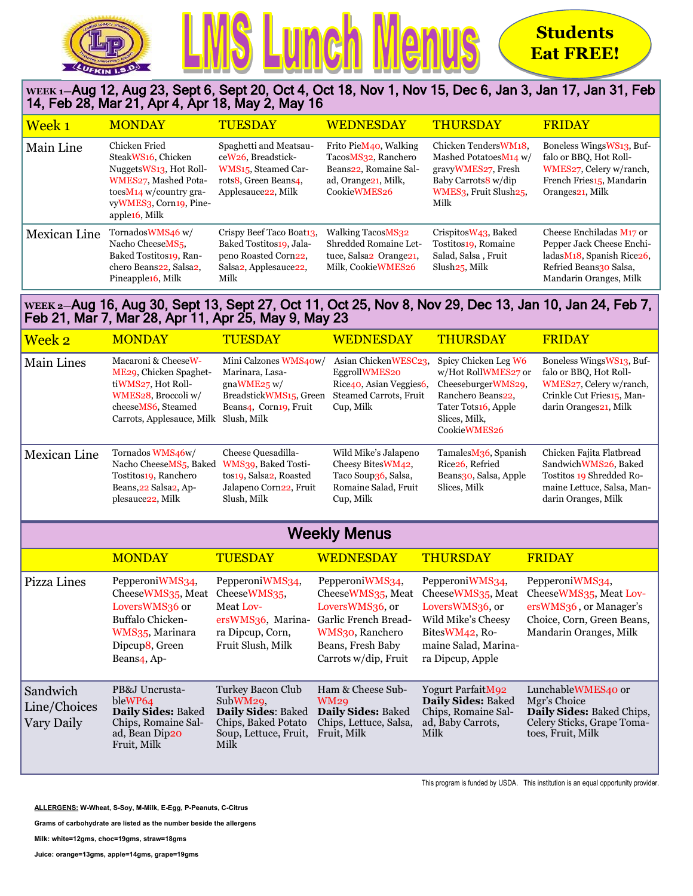# LMS Lunch Menus

**Students Eat FREE!**

**WEEK 1**—Aug 12, Aug 23, Sept 6, Sept 20, Oct 4, Oct 18, Nov 1, Nov 15, Dec 6, Jan 3, Jan 17, Jan 31, Feb 14, Feb 28, Mar 21, Apr 4, Apr 18, May 2, May 16

| Week 1 | MONDAY | TUESDAY | WEDNESDAY | THURSDAY | FRIDAY |
|---|---|---|---|---|---|
| Main Line | Chicken Fried SteakWS16, Chicken NuggetsWS13, Hot Roll-WMES27, Mashed PotatoesM14 w/country gravyWMES3, Corn19, Pineapple16, Milk | Spaghetti and MeatsauceW26, Breadstick-WMS15, Steamed Carrots8, Green Beans4, Applesauce22, Milk | Frito PieM40, Walking TacosMS32, Ranchero Beans22, Romaine Salad, Orange21, Milk, CookieWMES26 | Chicken TendersWM18, Mashed PotatoesM14 w/ gravyWMES27, Fresh Baby Carrots8 w/dip WMES3, Fruit Slush25, Milk | Boneless WingsWS13, Buffalo or BBQ, Hot Roll-WMES27, Celery w/ranch, French Fries15, Mandarin Oranges21, Milk |
| Mexican Line | TornadosWMS46 w/ Nacho CheeseMS5, Baked Tostitos19, Ranchero Beans22, Salsa2, Pineapple16, Milk | Crispy Beef Taco Boat13, Baked Tostitos19, Jalapeno Roasted Corn22, Salsa2, Applesauce22, Milk | Walking TacosMS32 Shredded Romaine Lettuce, Salsa2 Orange21, Milk, CookieWMES26 | CrispitosW43, Baked Tostitos19, Romaine Salad, Salsa , Fruit Slush25, Milk | Cheese Enchiladas M17 or Pepper Jack Cheese EnchiladasM18, Spanish Rice26, Refried Beans30 Salsa, Mandarin Oranges, Milk |

**WEEK 2**—Aug 16, Aug 30, Sept 13, Sept 27, Oct 11, Oct 25, Nov 8, Nov 29, Dec 13, Jan 10, Jan 24, Feb 7, Feb 21, Mar 7, Mar 28, Apr 11, Apr 25, May 9, May 23

| Week 2 | MONDAY | TUESDAY | WEDNESDAY | THURSDAY | FRIDAY |
|---|---|---|---|---|---|
| Main Lines | Macaroni & CheeseWME29, Chicken SpaghettiWMS27, Hot Roll-WMES28, Broccoli w/ cheeseMS6, Steamed Carrots, Applesauce, Milk | Mini Calzones WMS40w/ Marinara, LasagnaWME25 w/ BreadstickWMS15, Green Beans4, Corn19, Fruit Slush, Milk | Asian ChickenWESC23, EggrollWMES20 Rice40, Asian Veggies6, Steamed Carrots, Fruit Cup, Milk | Spicy Chicken Leg W6 w/Hot RollWMES27 or CheeseburgerWMS29, Ranchero Beans22, Tater Tots16, Apple Slices, Milk, CookieWMES26 | Boneless WingsWS13, Buffalo or BBQ, Hot Roll-WMES27, Celery w/ranch, Crinkle Cut Fries15, Mandarin Oranges21, Milk |
| Mexican Line | Tornados WMS46w/ Nacho CheeseMS5, Baked Tostitos19, Ranchero Beans,22 Salsa2, Applesauce22, Milk | Cheese Quesadilla-WMS39, Baked Tostitos19, Salsa2, Roasted Jalapeno Corn22, Fruit Slush, Milk | Wild Mike's Jalapeno Cheesy BitesWM42, Taco Soup36, Salsa, Romaine Salad, Fruit Cup, Milk | TamalesM36, Spanish Rice26, Refried Beans30, Salsa, Apple Slices, Milk | Chicken Fajita Flatbread SandwichWMS26, Baked Tostitos 19 Shredded Romaine Lettuce, Salsa, Mandarin Oranges, Milk |

## Weekly Menus

| | MONDAY | TUESDAY | WEDNESDAY | THURSDAY | FRIDAY |
|---|---|---|---|---|---|
| Pizza Lines | PepperoniWMS34, CheeseWMS35, Meat LoversWMS36 or Buffalo Chicken-WMS35, Marinara Dipcup8, Green Beans4, Ap- | PepperoniWMS34, CheeseWMS35, Meat LoversWMS36, Marinara Dipcup, Corn, Fruit Slush, Milk | PepperoniWMS34, CheeseWMS35, Meat LoversWMS36, or Garlic French Bread-WMS30, Ranchero Beans, Fresh Baby Carrots w/dip, Fruit | PepperoniWMS34, CheeseWMS35, Meat LoversWMS36, or Wild Mike's Cheesy BitesWM42, Romaine Salad, Marinara Dipcup, Apple | PepperoniWMS34, CheeseWMS35, Meat LoversWMS36 , or Manager's Choice, Corn, Green Beans, Mandarin Oranges, Milk |
| Sandwich Line/Choices Vary Daily | PB&J Uncrustable WP64 **Daily Sides:** Baked Chips, Romaine Salad, Bean Dip20 Fruit, Milk | Turkey Bacon Club SubWM29, **Daily Sides**: Baked Chips, Baked Potato Soup, Lettuce, Fruit, Milk | Ham & Cheese Sub-WM29 **Daily Sides:** Baked Chips, Lettuce, Salsa, Fruit, Milk | Yogurt ParfaitM92 **Daily Sides:** Baked Chips, Romaine Salad, Baby Carrots, Milk | LunchableWMES40 or Mgr's Choice **Daily Sides:** Baked Chips, Celery Sticks, Grape Tomatoes, Fruit, Milk |

This program is funded by USDA. This institution is an equal opportunity provider.

**ALLERGENS:** W-Wheat, S-Soy, M-Milk, E-Egg, P-Peanuts, C-Citrus

Grams of carbohydrate are listed as the number beside the allergens

Milk: white=12gms, choc=19gms, straw=18gms

Juice: orange=13gms, apple=14gms, grape=19gms